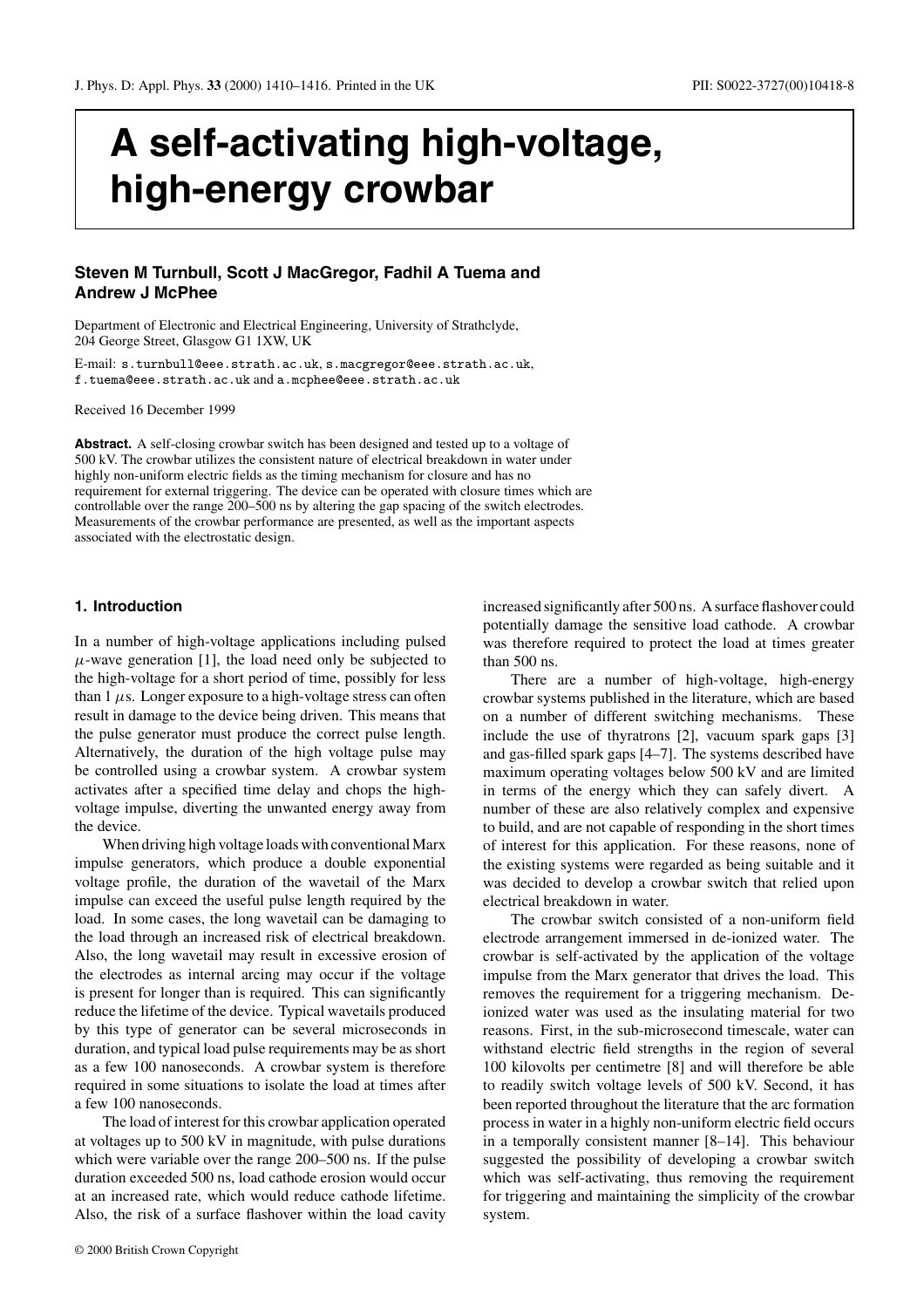# A self-activating high-voltage, high-energy crowbar

**Steven M Turnbull, Scott J MacGregor, Fadhil A Tuema and Andrew J McPhee**

Department of Electronic and Electrical Engineering, University of Strathclyde, 204 George Street, Glasgow G1 1XW, UK

E-mail: s.turnbull@eee.strath.ac.uk, s.macgregor@eee.strath.ac.uk, f.tuema@eee.strath.ac.uk and a.mcphee@eee.strath.ac.uk

Received 16 December 1999

**Abstract.** A self-closing crowbar switch has been designed and tested up to a voltage of 500 kV. The crowbar utilizes the consistent nature of electrical breakdown in water under highly non-uniform electric fields as the timing mechanism for closure and has no requirement for external triggering. The device can be operated with closure times which are controllable over the range 200–500 ns by altering the gap spacing of the switch electrodes. Measurements of the crowbar performance are presented, as well as the important aspects associated with the electrostatic design.

## 1. Introduction

In a number of high-voltage applications including pulsed $\mu$-wave generation [1], the load need only be subjected to the high-voltage for a short period of time, possibly for less than 1 $\mu$s. Longer exposure to a high-voltage stress can often result in damage to the device being driven. This means that the pulse generator must produce the correct pulse length. Alternatively, the duration of the high voltage pulse may be controlled using a crowbar system. A crowbar system activates after a specified time delay and chops the high-voltage impulse, diverting the unwanted energy away from the device.

When driving high voltage loads with conventional Marx impulse generators, which produce a double exponential voltage profile, the duration of the wavetail of the Marx impulse can exceed the useful pulse length required by the load. In some cases, the long wavetail can be damaging to the load through an increased risk of electrical breakdown. Also, the long wavetail may result in excessive erosion of the electrodes as internal arcing may occur if the voltage is present for longer than is required. This can significantly reduce the lifetime of the device. Typical wavetails produced by this type of generator can be several microseconds in duration, and typical load pulse requirements may be as short as a few 100 nanoseconds. A crowbar system is therefore required in some situations to isolate the load at times after a few 100 nanoseconds.

The load of interest for this crowbar application operated at voltages up to 500 kV in magnitude, with pulse durations which were variable over the range 200–500 ns. If the pulse duration exceeded 500 ns, load cathode erosion would occur at an increased rate, which would reduce cathode lifetime. Also, the risk of a surface flashover within the load cavity increased significantly after 500 ns. A surface flashover could potentially damage the sensitive load cathode. A crowbar was therefore required to protect the load at times greater than 500 ns.

There are a number of high-voltage, high-energy crowbar systems published in the literature, which are based on a number of different switching mechanisms. These include the use of thyratrons [2], vacuum spark gaps [3] and gas-filled spark gaps [4–7]. The systems described have maximum operating voltages below 500 kV and are limited in terms of the energy which they can safely divert. A number of these are also relatively complex and expensive to build, and are not capable of responding in the short times of interest for this application. For these reasons, none of the existing systems were regarded as being suitable and it was decided to develop a crowbar switch that relied upon electrical breakdown in water.

The crowbar switch consisted of a non-uniform field electrode arrangement immersed in de-ionized water. The crowbar is self-activated by the application of the voltage impulse from the Marx generator that drives the load. This removes the requirement for a triggering mechanism. De-ionized water was used as the insulating material for two reasons. First, in the sub-microsecond timescale, water can withstand electric field strengths in the region of several 100 kilovolts per centimetre [8] and will therefore be able to readily switch voltage levels of 500 kV. Second, it has been reported throughout the literature that the arc formation process in water in a highly non-uniform electric field occurs in a temporally consistent manner [8–14]. This behaviour suggested the possibility of developing a crowbar switch which was self-activating, thus removing the requirement for triggering and maintaining the simplicity of the crowbar system.

© 2000 British Crown Copyright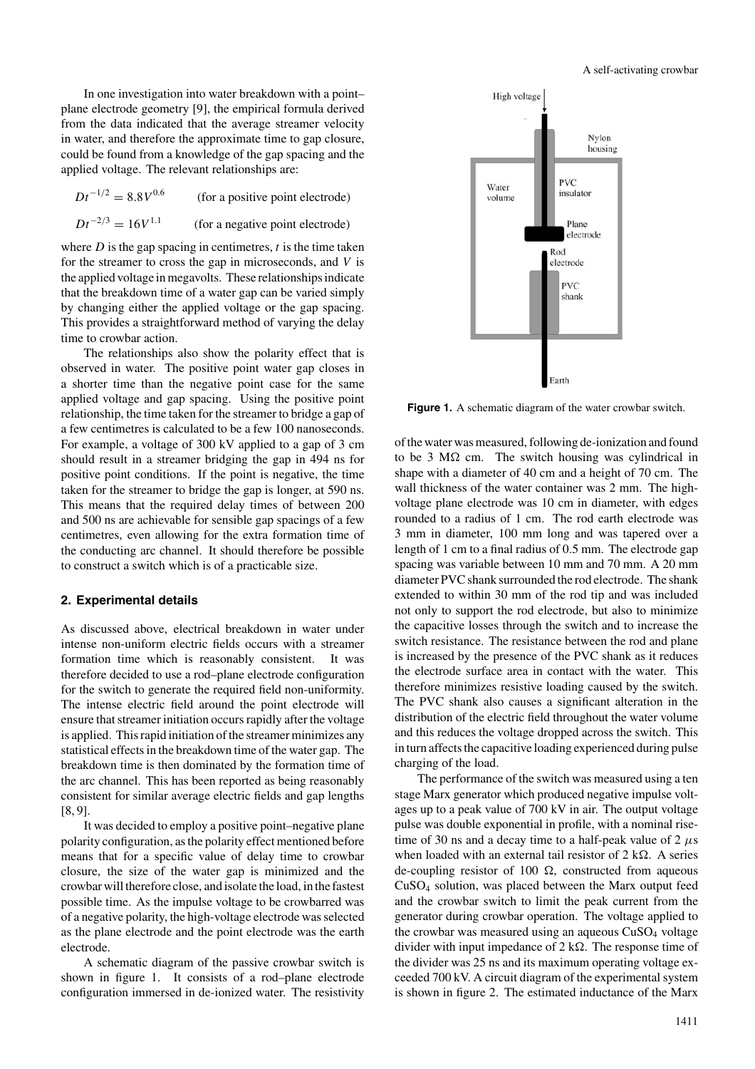In one investigation into water breakdown with a point–plane electrode geometry [9], the empirical formula derived from the data indicated that the average streamer velocity in water, and therefore the approximate time to gap closure, could be found from a knowledge of the gap spacing and the applied voltage. The relevant relationships are:

$$Dt^{-1/2} = 8.8V^{0.6} \qquad \text{(for a positive point electrode)}$$

$$Dt^{-2/3} = 16V^{1.1} \qquad \text{(for a negative point electrode)}$$

where $D$ is the gap spacing in centimetres, $t$ is the time taken for the streamer to cross the gap in microseconds, and $V$ is the applied voltage in megavolts. These relationships indicate that the breakdown time of a water gap can be varied simply by changing either the applied voltage or the gap spacing. This provides a straightforward method of varying the delay time to crowbar action.

The relationships also show the polarity effect that is observed in water. The positive point water gap closes in a shorter time than the negative point case for the same applied voltage and gap spacing. Using the positive point relationship, the time taken for the streamer to bridge a gap of a few centimetres is calculated to be a few 100 nanoseconds. For example, a voltage of 300 kV applied to a gap of 3 cm should result in a streamer bridging the gap in 494 ns for positive point conditions. If the point is negative, the time taken for the streamer to bridge the gap is longer, at 590 ns. This means that the required delay times of between 200 and 500 ns are achievable for sensible gap spacings of a few centimetres, even allowing for the extra formation time of the conducting arc channel. It should therefore be possible to construct a switch which is of a practicable size.

## 2. Experimental details

As discussed above, electrical breakdown in water under intense non-uniform electric fields occurs with a streamer formation time which is reasonably consistent. It was therefore decided to use a rod–plane electrode configuration for the switch to generate the required field non-uniformity. The intense electric field around the point electrode will ensure that streamer initiation occurs rapidly after the voltage is applied. This rapid initiation of the streamer minimizes any statistical effects in the breakdown time of the water gap. The breakdown time is then dominated by the formation time of the arc channel. This has been reported as being reasonably consistent for similar average electric fields and gap lengths [8, 9].

It was decided to employ a positive point–negative plane polarity configuration, as the polarity effect mentioned before means that for a specific value of delay time to crowbar closure, the size of the water gap is minimized and the crowbar will therefore close, and isolate the load, in the fastest possible time. As the impulse voltage to be crowbarred was of a negative polarity, the high-voltage electrode was selected as the plane electrode and the point electrode was the earth electrode.

A schematic diagram of the passive crowbar switch is shown in figure 1. It consists of a rod–plane electrode configuration immersed in de-ionized water. The resistivity of the water was measured, following de-ionization and found to be 3 MΩ cm. The switch housing was cylindrical in shape with a diameter of 40 cm and a height of 70 cm. The wall thickness of the water container was 2 mm. The high-voltage plane electrode was 10 cm in diameter, with edges rounded to a radius of 1 cm. The rod earth electrode was 3 mm in diameter, 100 mm long and was tapered over a length of 1 cm to a final radius of 0.5 mm. The electrode gap spacing was variable between 10 mm and 70 mm. A 20 mm diameter PVC shank surrounded the rod electrode. The shank extended to within 30 mm of the rod tip and was included not only to support the rod electrode, but also to minimize the capacitive losses through the switch and to increase the switch resistance. The resistance between the rod and plane is increased by the presence of the PVC shank as it reduces the electrode surface area in contact with the water. This therefore minimizes resistive loading caused by the switch. The PVC shank also causes a significant alteration in the distribution of the electric field throughout the water volume and this reduces the voltage dropped across the switch. This in turn affects the capacitive loading experienced during pulse charging of the load.

**Figure 1.** A schematic diagram of the water crowbar switch.

The performance of the switch was measured using a ten stage Marx generator which produced negative impulse voltages up to a peak value of 700 kV in air. The output voltage pulse was double exponential in profile, with a nominal rise-time of 30 ns and a decay time to a half-peak value of 2 $\mu$s when loaded with an external tail resistor of 2 kΩ. A series de-coupling resistor of 100 Ω, constructed from aqueous $CuSO_4$ solution, was placed between the Marx output feed and the crowbar switch to limit the peak current from the generator during crowbar operation. The voltage applied to the crowbar was measured using an aqueous $CuSO_4$ voltage divider with input impedance of 2 kΩ. The response time of the divider was 25 ns and its maximum operating voltage exceeded 700 kV. A circuit diagram of the experimental system is shown in figure 2. The estimated inductance of the Marx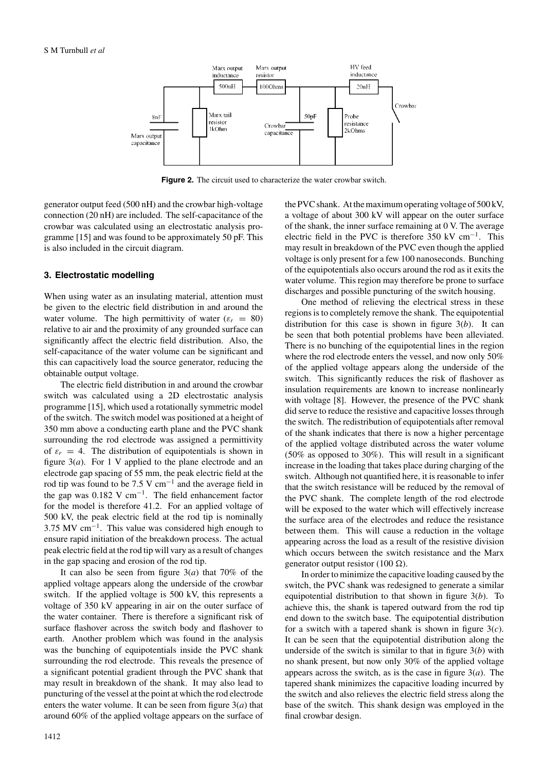Figure 2. The circuit used to characterize the water crowbar switch.

generator output feed (500 nH) and the crowbar high-voltage connection (20 nH) are included. The self-capacitance of the crowbar was calculated using an electrostatic analysis programme [15] and was found to be approximately 50 pF. This is also included in the circuit diagram.

## 3. Electrostatic modelling

When using water as an insulating material, attention must be given to the electric field distribution in and around the water volume. The high permittivity of water ($\varepsilon_r = 80$) relative to air and the proximity of any grounded surface can significantly affect the electric field distribution. Also, the self-capacitance of the water volume can be significant and this can capacitively load the source generator, reducing the obtainable output voltage.

The electric field distribution in and around the crowbar switch was calculated using a 2D electrostatic analysis programme [15], which used a rotationally symmetric model of the switch. The switch model was positioned at a height of 350 mm above a conducting earth plane and the PVC shank surrounding the rod electrode was assigned a permittivity of $\varepsilon_r = 4$. The distribution of equipotentials is shown in figure 3(*a*). For 1 V applied to the plane electrode and an electrode gap spacing of 55 mm, the peak electric field at the rod tip was found to be 7.5 V $\mathrm{cm}^{-1}$ and the average field in the gap was 0.182 V $\mathrm{cm}^{-1}$. The field enhancement factor for the model is therefore 41.2. For an applied voltage of 500 kV, the peak electric field at the rod tip is nominally 3.75 MV $\mathrm{cm}^{-1}$. This value was considered high enough to ensure rapid initiation of the breakdown process. The actual peak electric field at the rod tip will vary as a result of changes in the gap spacing and erosion of the rod tip.

It can also be seen from figure 3(*a*) that 70% of the applied voltage appears along the underside of the crowbar switch. If the applied voltage is 500 kV, this represents a voltage of 350 kV appearing in air on the outer surface of the water container. There is therefore a significant risk of surface flashover across the switch body and flashover to earth. Another problem which was found in the analysis was the bunching of equipotentials inside the PVC shank surrounding the rod electrode. This reveals the presence of a significant potential gradient through the PVC shank that may result in breakdown of the shank. It may also lead to puncturing of the vessel at the point at which the rod electrode enters the water volume. It can be seen from figure 3(*a*) that around 60% of the applied voltage appears on the surface of the PVC shank. At the maximum operating voltage of 500 kV, a voltage of about 300 kV will appear on the outer surface of the shank, the inner surface remaining at 0 V. The average electric field in the PVC is therefore 350 kV $\mathrm{cm}^{-1}$. This may result in breakdown of the PVC even though the applied voltage is only present for a few 100 nanoseconds. Bunching of the equipotentials also occurs around the rod as it exits the water volume. This region may therefore be prone to surface discharges and possible puncturing of the switch housing.

One method of relieving the electrical stress in these regions is to completely remove the shank. The equipotential distribution for this case is shown in figure 3(*b*). It can be seen that both potential problems have been alleviated. There is no bunching of the equipotential lines in the region where the rod electrode enters the vessel, and now only 50% of the applied voltage appears along the underside of the switch. This significantly reduces the risk of flashover as insulation requirements are known to increase nonlinearly with voltage [8]. However, the presence of the PVC shank did serve to reduce the resistive and capacitive losses through the switch. The redistribution of equipotentials after removal of the shank indicates that there is now a higher percentage of the applied voltage distributed across the water volume (50% as opposed to 30%). This will result in a significant increase in the loading that takes place during charging of the switch. Although not quantified here, it is reasonable to infer that the switch resistance will be reduced by the removal of the PVC shank. The complete length of the rod electrode will be exposed to the water which will effectively increase the surface area of the electrodes and reduce the resistance between them. This will cause a reduction in the voltage appearing across the load as a result of the resistive division which occurs between the switch resistance and the Marx generator output resistor (100 Ω).

In order to minimize the capacitive loading caused by the switch, the PVC shank was redesigned to generate a similar equipotential distribution to that shown in figure 3(*b*). To achieve this, the shank is tapered outward from the rod tip end down to the switch base. The equipotential distribution for a switch with a tapered shank is shown in figure 3(*c*). It can be seen that the equipotential distribution along the underside of the switch is similar to that in figure 3(*b*) with no shank present, but now only 30% of the applied voltage appears across the switch, as is the case in figure 3(*a*). The tapered shank minimizes the capacitive loading incurred by the switch and also relieves the electric field stress along the base of the switch. This shank design was employed in the final crowbar design.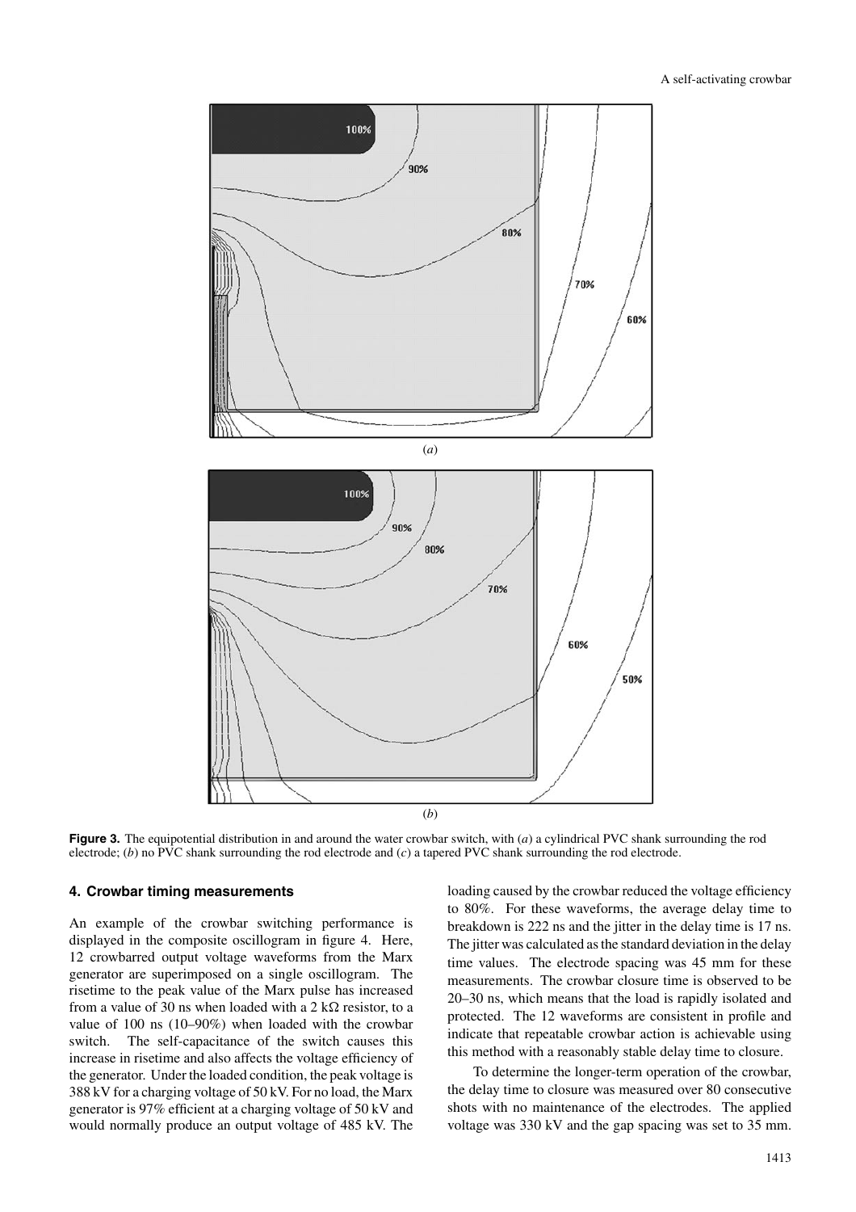(*a*)

(*b*)

**Figure 3.** The equipotential distribution in and around the water crowbar switch, with (*a*) a cylindrical PVC shank surrounding the rod electrode; (*b*) no PVC shank surrounding the rod electrode and (*c*) a tapered PVC shank surrounding the rod electrode.

## 4. Crowbar timing measurements

An example of the crowbar switching performance is displayed in the composite oscillogram in figure 4. Here, 12 crowbarred output voltage waveforms from the Marx generator are superimposed on a single oscillogram. The risetime to the peak value of the Marx pulse has increased from a value of 30 ns when loaded with a 2 kΩ resistor, to a value of 100 ns (10–90%) when loaded with the crowbar switch. The self-capacitance of the switch causes this increase in risetime and also affects the voltage efficiency of the generator. Under the loaded condition, the peak voltage is 388 kV for a charging voltage of 50 kV. For no load, the Marx generator is 97% efficient at a charging voltage of 50 kV and would normally produce an output voltage of 485 kV. The loading caused by the crowbar reduced the voltage efficiency to 80%. For these waveforms, the average delay time to breakdown is 222 ns and the jitter in the delay time is 17 ns. The jitter was calculated as the standard deviation in the delay time values. The electrode spacing was 45 mm for these measurements. The crowbar closure time is observed to be 20–30 ns, which means that the load is rapidly isolated and protected. The 12 waveforms are consistent in profile and indicate that repeatable crowbar action is achievable using this method with a reasonably stable delay time to closure.

To determine the longer-term operation of the crowbar, the delay time to closure was measured over 80 consecutive shots with no maintenance of the electrodes. The applied voltage was 330 kV and the gap spacing was set to 35 mm.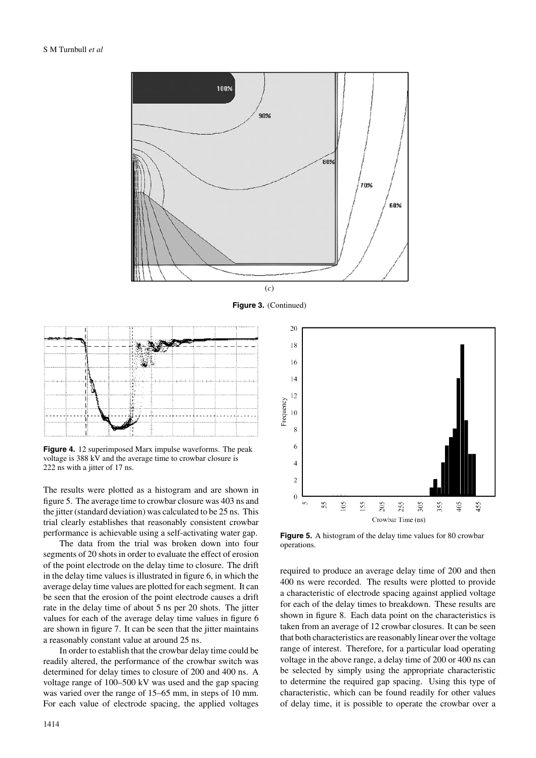(c)

**Figure 3.** (Continued)

**Figure 4.** 12 superimposed Marx impulse waveforms. The peak voltage is 388 kV and the average time to crowbar closure is 222 ns with a jitter of 17 ns.

**Figure 5.** A histogram of the delay time values for 80 crowbar operations.

The results were plotted as a histogram and are shown in figure 5. The average time to crowbar closure was 403 ns and the jitter (standard deviation) was calculated to be 25 ns. This trial clearly establishes that reasonably consistent crowbar performance is achievable using a self-activating water gap.

The data from the trial was broken down into four segments of 20 shots in order to evaluate the effect of erosion of the point electrode on the delay time to closure. The drift in the delay time values is illustrated in figure 6, in which the average delay time values are plotted for each segment. It can be seen that the erosion of the point electrode causes a drift rate in the delay time of about 5 ns per 20 shots. The jitter values for each of the average delay time values in figure 6 are shown in figure 7. It can be seen that the jitter maintains a reasonably constant value at around 25 ns.

In order to establish that the crowbar delay time could be readily altered, the performance of the crowbar switch was determined for delay times to closure of 200 and 400 ns. A voltage range of 100–500 kV was used and the gap spacing was varied over the range of 15–65 mm, in steps of 10 mm. For each value of electrode spacing, the applied voltages required to produce an average delay time of 200 and then 400 ns were recorded. The results were plotted to provide a characteristic of electrode spacing against applied voltage for each of the delay times to breakdown. These results are shown in figure 8. Each data point on the characteristics is taken from an average of 12 crowbar closures. It can be seen that both characteristics are reasonably linear over the voltage range of interest. Therefore, for a particular load operating voltage in the above range, a delay time of 200 or 400 ns can be selected by simply using the appropriate characteristic to determine the required gap spacing. Using this type of characteristic, which can be found readily for other values of delay time, it is possible to operate the crowbar over a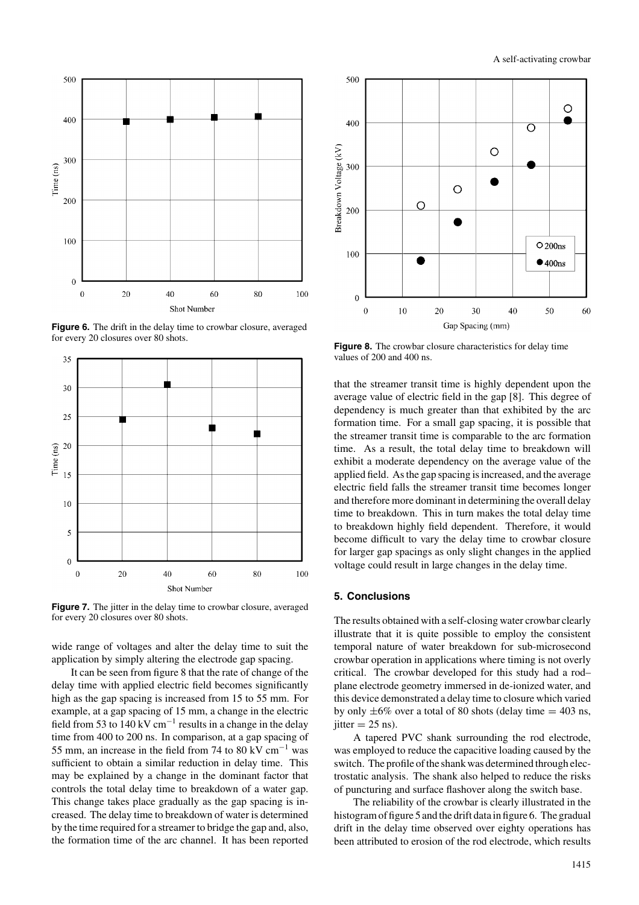**Figure 6.** The drift in the delay time to crowbar closure, averaged for every 20 closures over 80 shots.

**Figure 7.** The jitter in the delay time to crowbar closure, averaged for every 20 closures over 80 shots.

wide range of voltages and alter the delay time to suit the application by simply altering the electrode gap spacing.

It can be seen from figure 8 that the rate of change of the delay time with applied electric field becomes significantly high as the gap spacing is increased from 15 to 55 mm. For example, at a gap spacing of 15 mm, a change in the electric field from 53 to 140 kV $\text{cm}^{-1}$ results in a change in the delay time from 400 to 200 ns. In comparison, at a gap spacing of 55 mm, an increase in the field from 74 to 80 kV $\text{cm}^{-1}$ was sufficient to obtain a similar reduction in delay time. This may be explained by a change in the dominant factor that controls the total delay time to breakdown of a water gap. This change takes place gradually as the gap spacing is increased. The delay time to breakdown of water is determined by the time required for a streamer to bridge the gap and, also, the formation time of the arc channel. It has been reported that the streamer transit time is highly dependent upon the average value of electric field in the gap [8]. This degree of dependency is much greater than that exhibited by the arc formation time. For a small gap spacing, it is possible that the streamer transit time is comparable to the arc formation time. As a result, the total delay time to breakdown will exhibit a moderate dependency on the average value of the applied field. As the gap spacing is increased, and the average electric field falls the streamer transit time becomes longer and therefore more dominant in determining the overall delay time to breakdown. This in turn makes the total delay time to breakdown highly field dependent. Therefore, it would become difficult to vary the delay time to crowbar closure for larger gap spacings as only slight changes in the applied voltage could result in large changes in the delay time.

**Figure 8.** The crowbar closure characteristics for delay time values of 200 and 400 ns.

## 5. Conclusions

The results obtained with a self-closing water crowbar clearly illustrate that it is quite possible to employ the consistent temporal nature of water breakdown for sub-microsecond crowbar operation in applications where timing is not overly critical. The crowbar developed for this study had a rod–plane electrode geometry immersed in de-ionized water, and this device demonstrated a delay time to closure which varied by only $\pm 6\%$ over a total of 80 shots (delay time = 403 ns, jitter = 25 ns).

A tapered PVC shank surrounding the rod electrode, was employed to reduce the capacitive loading caused by the switch. The profile of the shank was determined through electrostatic analysis. The shank also helped to reduce the risks of puncturing and surface flashover along the switch base.

The reliability of the crowbar is clearly illustrated in the histogram of figure 5 and the drift data in figure 6. The gradual drift in the delay time observed over eighty operations has been attributed to erosion of the rod electrode, which results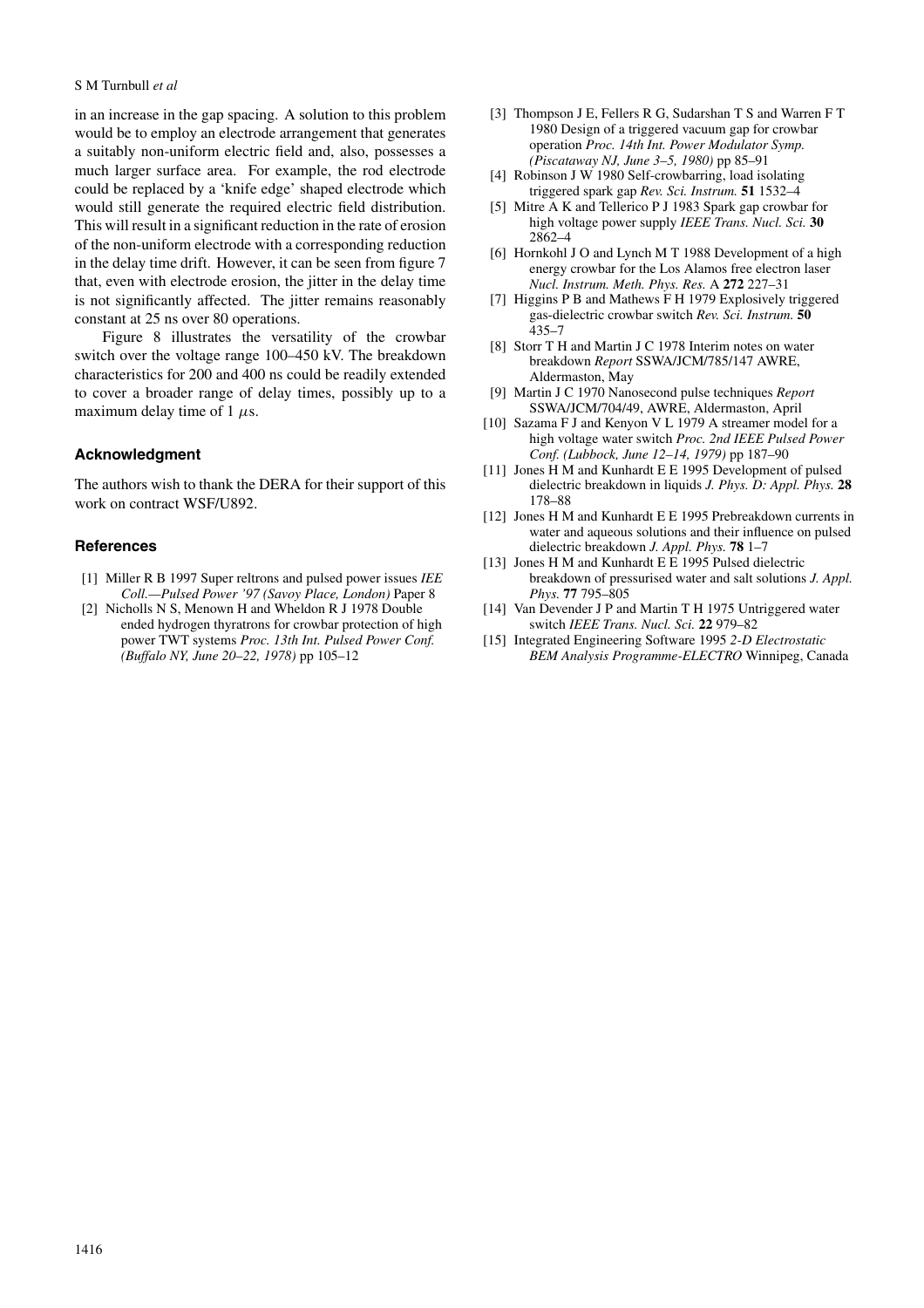in an increase in the gap spacing. A solution to this problem would be to employ an electrode arrangement that generates a suitably non-uniform electric field and, also, possesses a much larger surface area. For example, the rod electrode could be replaced by a 'knife edge' shaped electrode which would still generate the required electric field distribution. This will result in a significant reduction in the rate of erosion of the non-uniform electrode with a corresponding reduction in the delay time drift. However, it can be seen from figure 7 that, even with electrode erosion, the jitter in the delay time is not significantly affected. The jitter remains reasonably constant at 25 ns over 80 operations.

Figure 8 illustrates the versatility of the crowbar switch over the voltage range 100–450 kV. The breakdown characteristics for 200 and 400 ns could be readily extended to cover a broader range of delay times, possibly up to a maximum delay time of 1 $\mu$s.

## Acknowledgment

The authors wish to thank the DERA for their support of this work on contract WSF/U892.

## References

[1] Miller R B 1997 Super reltrons and pulsed power issues *IEE Coll.—Pulsed Power '97 (Savoy Place, London)* Paper 8

[2] Nicholls N S, Menown H and Wheldon R J 1978 Double ended hydrogen thyratrons for crowbar protection of high power TWT systems *Proc. 13th Int. Pulsed Power Conf. (Buffalo NY, June 20–22, 1978)* pp 105–12

[3] Thompson J E, Fellers R G, Sudarshan T S and Warren F T 1980 Design of a triggered vacuum gap for crowbar operation *Proc. 14th Int. Power Modulator Symp. (Piscataway NJ, June 3–5, 1980)* pp 85–91

[4] Robinson J W 1980 Self-crowbarring, load isolating triggered spark gap *Rev. Sci. Instrum.* **51** 1532–4

[5] Mitre A K and Tellerico P J 1983 Spark gap crowbar for high voltage power supply *IEEE Trans. Nucl. Sci.* **30** 2862–4

[6] Hornkohl J O and Lynch M T 1988 Development of a high energy crowbar for the Los Alamos free electron laser *Nucl. Instrum. Meth. Phys. Res.* A **272** 227–31

[7] Higgins P B and Mathews F H 1979 Explosively triggered gas-dielectric crowbar switch *Rev. Sci. Instrum.* **50** 435–7

[8] Storr T H and Martin J C 1978 Interim notes on water breakdown *Report* SSWA/JCM/785/147 AWRE, Aldermaston, May

[9] Martin J C 1970 Nanosecond pulse techniques *Report* SSWA/JCM/704/49, AWRE, Aldermaston, April

[10] Sazama F J and Kenyon V L 1979 A streamer model for a high voltage water switch *Proc. 2nd IEEE Pulsed Power Conf. (Lubbock, June 12–14, 1979)* pp 187–90

[11] Jones H M and Kunhardt E E 1995 Development of pulsed dielectric breakdown in liquids *J. Phys. D: Appl. Phys.* **28** 178–88

[12] Jones H M and Kunhardt E E 1995 Prebreakdown currents in water and aqueous solutions and their influence on pulsed dielectric breakdown *J. Appl. Phys.* **78** 1–7

[13] Jones H M and Kunhardt E E 1995 Pulsed dielectric breakdown of pressurised water and salt solutions *J. Appl. Phys.* **77** 795–805

[14] Van Devender J P and Martin T H 1975 Untriggered water switch *IEEE Trans. Nucl. Sci.* **22** 979–82

[15] Integrated Engineering Software 1995 *2-D Electrostatic BEM Analysis Programme-ELECTRO* Winnipeg, Canada